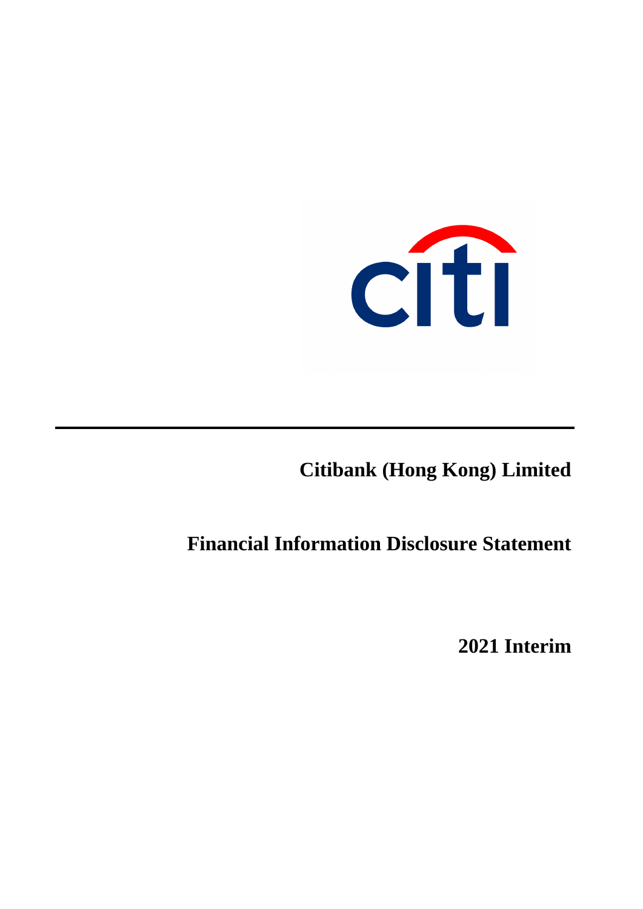citi

# Citibank (Hong Kong) Limited

# Financial Information Disclosure Statement

# 2021 Interim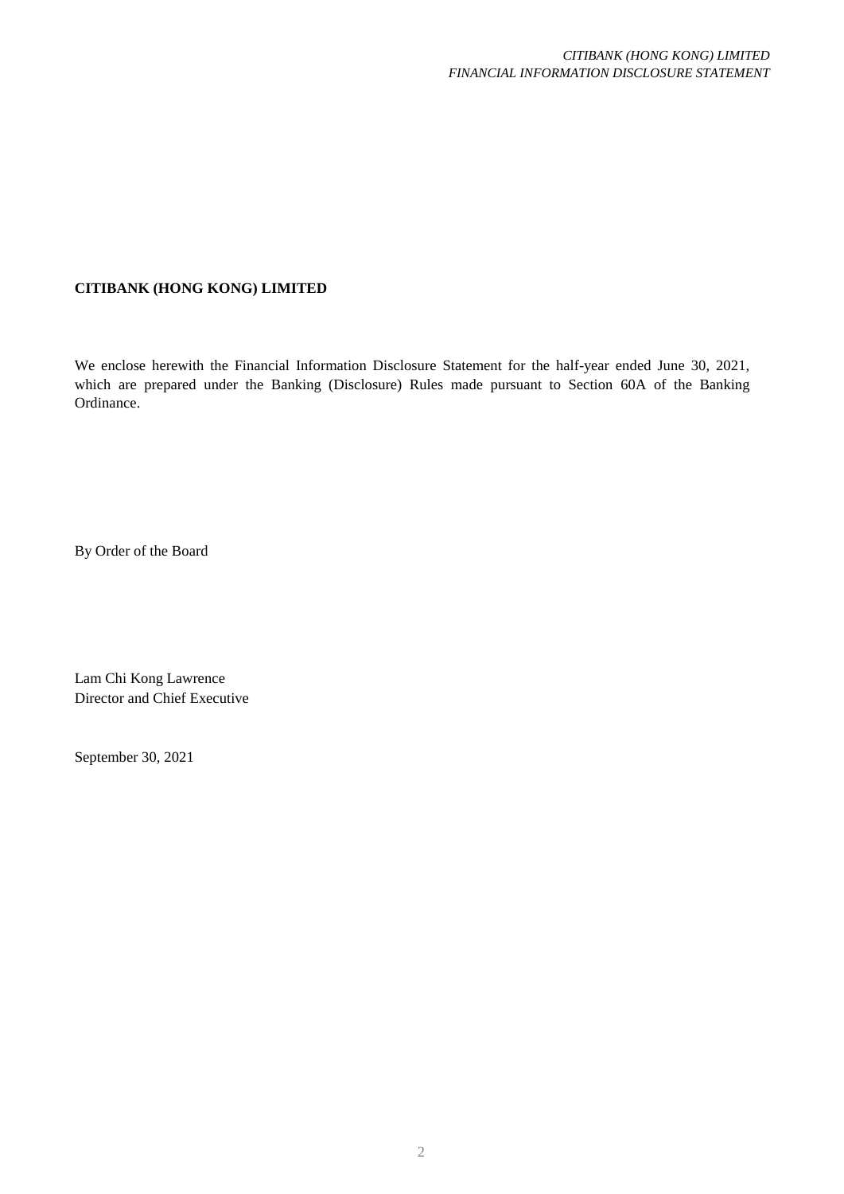**CITIBANK (HONG KONG) LIMITED**

We enclose herewith the Financial Information Disclosure Statement for the half-year ended June 30, 2021, which are prepared under the Banking (Disclosure) Rules made pursuant to Section 60A of the Banking Ordinance.

By Order of the Board

Lam Chi Kong Lawrence
Director and Chief Executive

September 30, 2021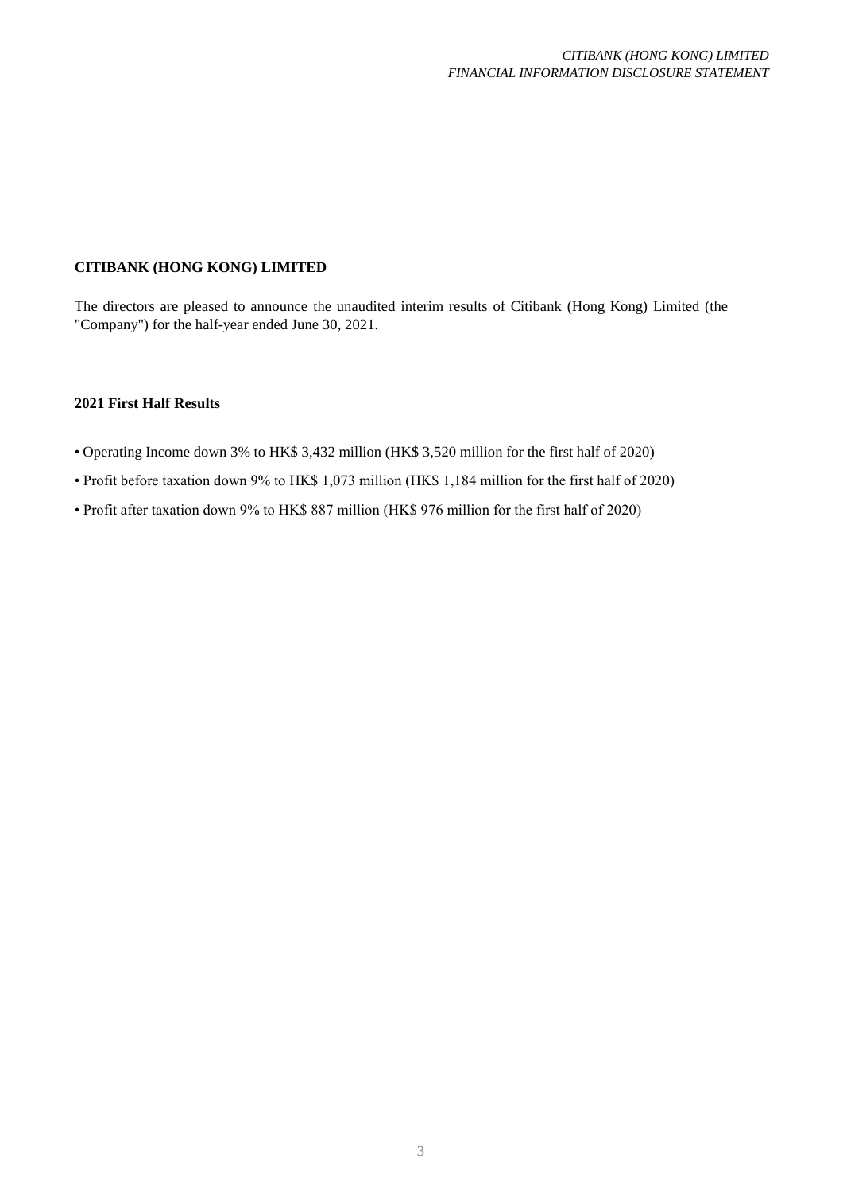**CITIBANK (HONG KONG) LIMITED**

The directors are pleased to announce the unaudited interim results of Citibank (Hong Kong) Limited (the "Company") for the half-year ended June 30, 2021.

**2021 First Half Results**

- Operating Income down 3% to HK$ 3,432 million (HK$ 3,520 million for the first half of 2020)
- Profit before taxation down 9% to HK$ 1,073 million (HK$ 1,184 million for the first half of 2020)
- Profit after taxation down 9% to HK$ 887 million (HK$ 976 million for the first half of 2020)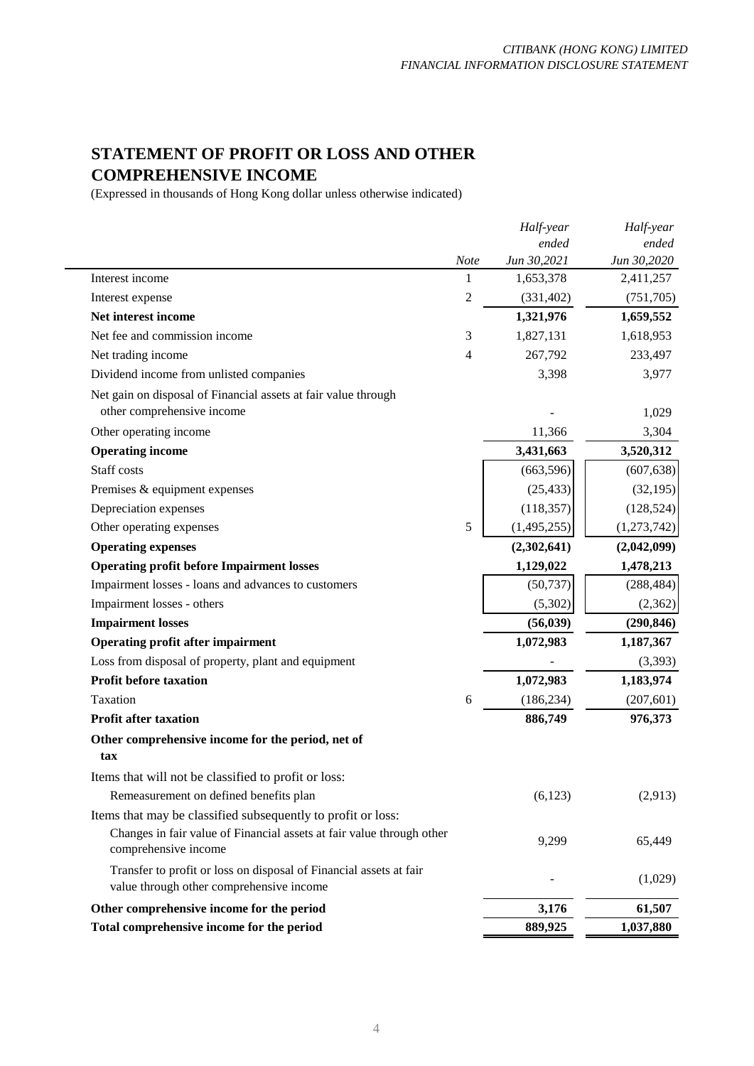## STATEMENT OF PROFIT OR LOSS AND OTHER COMPREHENSIVE INCOME

(Expressed in thousands of Hong Kong dollar unless otherwise indicated)

| | Note | *Half-year ended Jun 30,2021* | *Half-year ended Jun 30,2020* |
|---|---|---|---|
| Interest income | 1 | 1,653,378 | 2,411,257 |
| Interest expense | 2 | (331,402) | (751,705) |
| **Net interest income** | | **1,321,976** | **1,659,552** |
| Net fee and commission income | 3 | 1,827,131 | 1,618,953 |
| Net trading income | 4 | 267,792 | 233,497 |
| Dividend income from unlisted companies | | 3,398 | 3,977 |
| Net gain on disposal of Financial assets at fair value through other comprehensive income | | - | 1,029 |
| Other operating income | | 11,366 | 3,304 |
| **Operating income** | | **3,431,663** | **3,520,312** |
| Staff costs | | (663,596) | (607,638) |
| Premises & equipment expenses | | (25,433) | (32,195) |
| Depreciation expenses | | (118,357) | (128,524) |
| Other operating expenses | 5 | (1,495,255) | (1,273,742) |
| **Operating expenses** | | **(2,302,641)** | **(2,042,099)** |
| **Operating profit before Impairment losses** | | **1,129,022** | **1,478,213** |
| Impairment losses - loans and advances to customers | | (50,737) | (288,484) |
| Impairment losses - others | | (5,302) | (2,362) |
| **Impairment losses** | | **(56,039)** | **(290,846)** |
| **Operating profit after impairment** | | **1,072,983** | **1,187,367** |
| Loss from disposal of property, plant and equipment | | - | (3,393) |
| **Profit before taxation** | | **1,072,983** | **1,183,974** |
| Taxation | 6 | (186,234) | (207,601) |
| **Profit after taxation** | | **886,749** | **976,373** |
| **Other comprehensive income for the period, net of tax** | | | |
| Items that will not be classified to profit or loss: | | | |
| Remeasurement on defined benefits plan | | (6,123) | (2,913) |
| Items that may be classified subsequently to profit or loss: | | | |
| Changes in fair value of Financial assets at fair value through other comprehensive income | | 9,299 | 65,449 |
| Transfer to profit or loss on disposal of Financial assets at fair value through other comprehensive income | | - | (1,029) |
| **Other comprehensive income for the period** | | **3,176** | **61,507** |
| **Total comprehensive income for the period** | | **889,925** | **1,037,880** |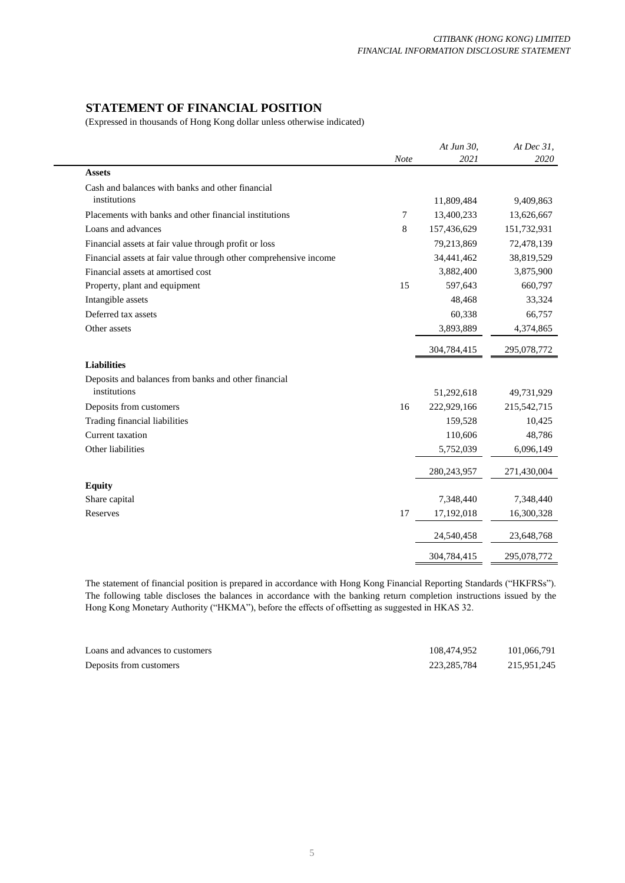## STATEMENT OF FINANCIAL POSITION

(Expressed in thousands of Hong Kong dollar unless otherwise indicated)

| | *Note* | *At Jun 30, 2021* | *At Dec 31, 2020* |
|---|---|---|---|
| **Assets** | | | |
| Cash and balances with banks and other financial institutions | | 11,809,484 | 9,409,863 |
| Placements with banks and other financial institutions | 7 | 13,400,233 | 13,626,667 |
| Loans and advances | 8 | 157,436,629 | 151,732,931 |
| Financial assets at fair value through profit or loss | | 79,213,869 | 72,478,139 |
| Financial assets at fair value through other comprehensive income | | 34,441,462 | 38,819,529 |
| Financial assets at amortised cost | | 3,882,400 | 3,875,900 |
| Property, plant and equipment | 15 | 597,643 | 660,797 |
| Intangible assets | | 48,468 | 33,324 |
| Deferred tax assets | | 60,338 | 66,757 |
| Other assets | | 3,893,889 | 4,374,865 |
| | | 304,784,415 | 295,078,772 |
| **Liabilities** | | | |
| Deposits and balances from banks and other financial institutions | | 51,292,618 | 49,731,929 |
| Deposits from customers | 16 | 222,929,166 | 215,542,715 |
| Trading financial liabilities | | 159,528 | 10,425 |
| Current taxation | | 110,606 | 48,786 |
| Other liabilities | | 5,752,039 | 6,096,149 |
| | | 280,243,957 | 271,430,004 |
| **Equity** | | | |
| Share capital | | 7,348,440 | 7,348,440 |
| Reserves | 17 | 17,192,018 | 16,300,328 |
| | | 24,540,458 | 23,648,768 |
| | | 304,784,415 | 295,078,772 |

The statement of financial position is prepared in accordance with Hong Kong Financial Reporting Standards ("HKFRSs"). The following table discloses the balances in accordance with the banking return completion instructions issued by the Hong Kong Monetary Authority ("HKMA"), before the effects of offsetting as suggested in HKAS 32.

| | | |
|---|---|---|
| Loans and advances to customers | 108,474,952 | 101,066,791 |
| Deposits from customers | 223,285,784 | 215,951,245 |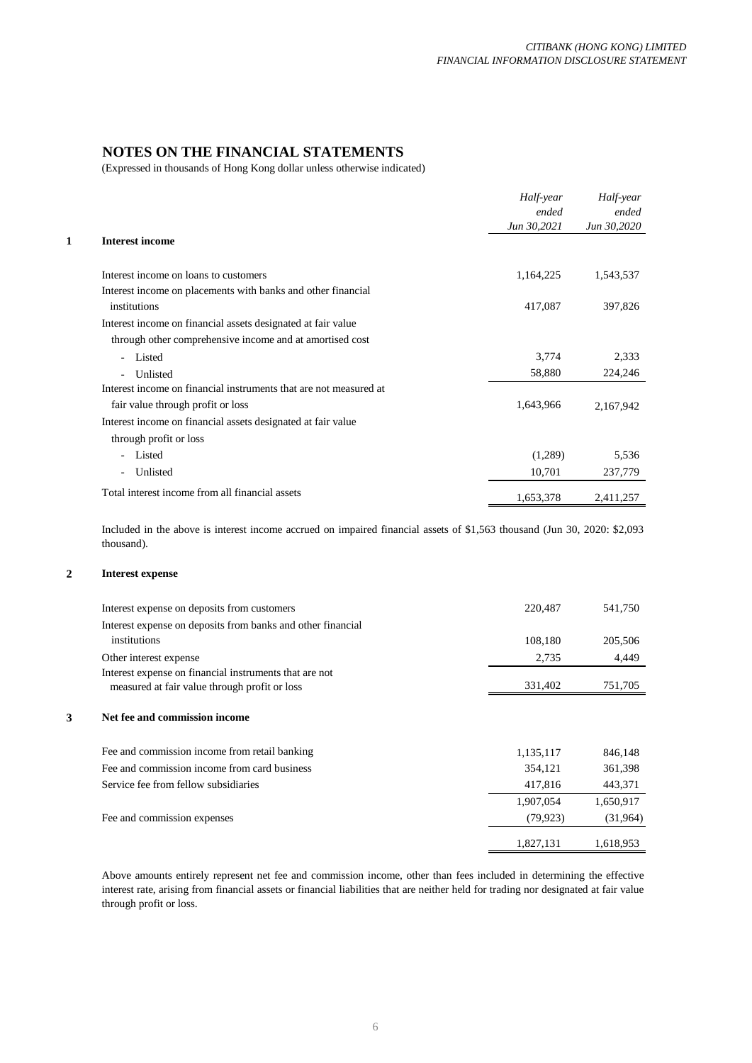## NOTES ON THE FINANCIAL STATEMENTS

(Expressed in thousands of Hong Kong dollar unless otherwise indicated)

### 1 Interest income

| | *Half-year ended Jun 30,2021* | *Half-year ended Jun 30,2020* |
|---|---|---|
| Interest income on loans to customers | 1,164,225 | 1,543,537 |
| Interest income on placements with banks and other financial institutions | 417,087 | 397,826 |
| Interest income on financial assets designated at fair value through other comprehensive income and at amortised cost | | |
| - Listed | 3,774 | 2,333 |
| - Unlisted | 58,880 | 224,246 |
| Interest income on financial instruments that are not measured at fair value through profit or loss | 1,643,966 | 2,167,942 |
| Interest income on financial assets designated at fair value through profit or loss | | |
| - Listed | (1,289) | 5,536 |
| - Unlisted | 10,701 | 237,779 |
| Total interest income from all financial assets | 1,653,378 | 2,411,257 |

Included in the above is interest income accrued on impaired financial assets of $1,563 thousand (Jun 30, 2020: $2,093 thousand).

### 2 Interest expense

| | *Half-year ended Jun 30,2021* | *Half-year ended Jun 30,2020* |
|---|---|---|
| Interest expense on deposits from customers | 220,487 | 541,750 |
| Interest expense on deposits from banks and other financial institutions | 108,180 | 205,506 |
| Other interest expense | 2,735 | 4,449 |
| Interest expense on financial instruments that are not measured at fair value through profit or loss | 331,402 | 751,705 |

### 3 Net fee and commission income

| | *Half-year ended Jun 30,2021* | *Half-year ended Jun 30,2020* |
|---|---|---|
| Fee and commission income from retail banking | 1,135,117 | 846,148 |
| Fee and commission income from card business | 354,121 | 361,398 |
| Service fee from fellow subsidiaries | 417,816 | 443,371 |
| | 1,907,054 | 1,650,917 |
| Fee and commission expenses | (79,923) | (31,964) |
| | 1,827,131 | 1,618,953 |

Above amounts entirely represent net fee and commission income, other than fees included in determining the effective interest rate, arising from financial assets or financial liabilities that are neither held for trading nor designated at fair value through profit or loss.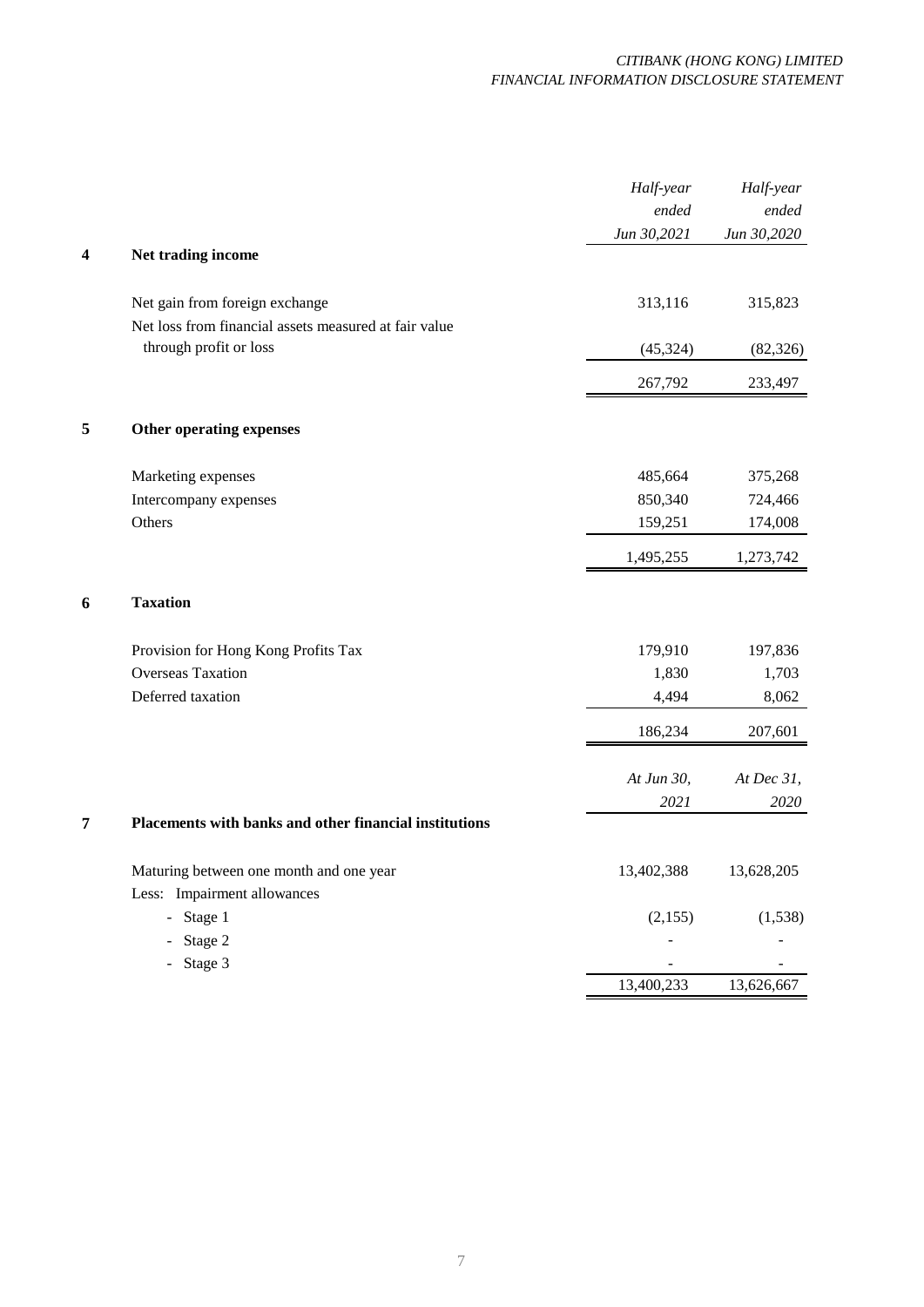| | Half-year ended Jun 30,2021 | Half-year ended Jun 30,2020 |
|---|---|---|
| **4 Net trading income** | | |
| Net gain from foreign exchange | 313,116 | 315,823 |
| Net loss from financial assets measured at fair value through profit or loss | (45,324) | (82,326) |
| | 267,792 | 233,497 |
| **5 Other operating expenses** | | |
| Marketing expenses | 485,664 | 375,268 |
| Intercompany expenses | 850,340 | 724,466 |
| Others | 159,251 | 174,008 |
| | 1,495,255 | 1,273,742 |
| **6 Taxation** | | |
| Provision for Hong Kong Profits Tax | 179,910 | 197,836 |
| Overseas Taxation | 1,830 | 1,703 |
| Deferred taxation | 4,494 | 8,062 |
| | 186,234 | 207,601 |

| | At Jun 30, 2021 | At Dec 31, 2020 |
|---|---|---|
| **7 Placements with banks and other financial institutions** | | |
| Maturing between one month and one year | 13,402,388 | 13,628,205 |
| Less: Impairment allowances | | |
| - Stage 1 | (2,155) | (1,538) |
| - Stage 2 | - | - |
| - Stage 3 | - | - |
| | 13,400,233 | 13,626,667 |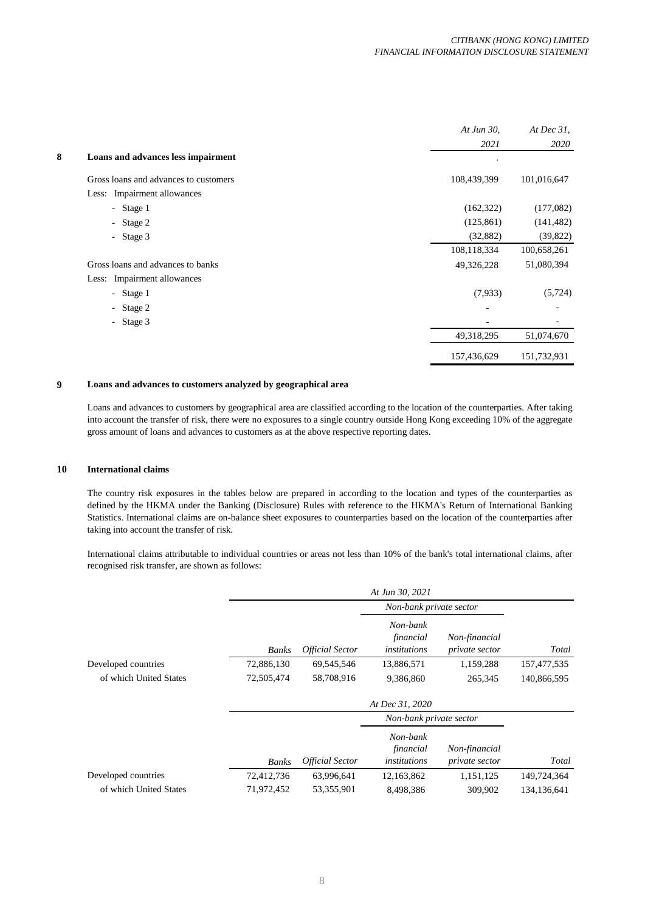## 8 Loans and advances less impairment

| | *At Jun 30, 2021* | *At Dec 31, 2020* |
|---|---|---|
| Gross loans and advances to customers | 108,439,399 | 101,016,647 |
| Less: Impairment allowances | | |
| - Stage 1 | (162,322) | (177,082) |
| - Stage 2 | (125,861) | (141,482) |
| - Stage 3 | (32,882) | (39,822) |
| | 108,118,334 | 100,658,261 |
| Gross loans and advances to banks | 49,326,228 | 51,080,394 |
| Less: Impairment allowances | | |
| - Stage 1 | (7,933) | (5,724) |
| - Stage 2 | - | - |
| - Stage 3 | - | - |
| | 49,318,295 | 51,074,670 |
| | 157,436,629 | 151,732,931 |

## 9 Loans and advances to customers analyzed by geographical area

Loans and advances to customers by geographical area are classified according to the location of the counterparties. After taking into account the transfer of risk, there were no exposures to a single country outside Hong Kong exceeding 10% of the aggregate gross amount of loans and advances to customers as at the above respective reporting dates.

## 10 International claims

The country risk exposures in the tables below are prepared in according to the location and types of the counterparties as defined by the HKMA under the Banking (Disclosure) Rules with reference to the HKMA's Return of International Banking Statistics. International claims are on-balance sheet exposures to counterparties based on the location of the counterparties after taking into account the transfer of risk.

International claims attributable to individual countries or areas not less than 10% of the bank's total international claims, after recognised risk transfer, are shown as follows:

| | *At Jun 30, 2021* | | | | |
|---|---|---|---|---|---|
| | | | *Non-bank private sector* | | |
| | *Banks* | *Official Sector* | *Non-bank financial institutions* | *Non-financial private sector* | *Total* |
| Developed countries | 72,886,130 | 69,545,546 | 13,886,571 | 1,159,288 | 157,477,535 |
| of which United States | 72,505,474 | 58,708,916 | 9,386,860 | 265,345 | 140,866,595 |

| | *At Dec 31, 2020* | | | | |
|---|---|---|---|---|---|
| | | | *Non-bank private sector* | | |
| | *Banks* | *Official Sector* | *Non-bank financial institutions* | *Non-financial private sector* | *Total* |
| Developed countries | 72,412,736 | 63,996,641 | 12,163,862 | 1,151,125 | 149,724,364 |
| of which United States | 71,972,452 | 53,355,901 | 8,498,386 | 309,902 | 134,136,641 |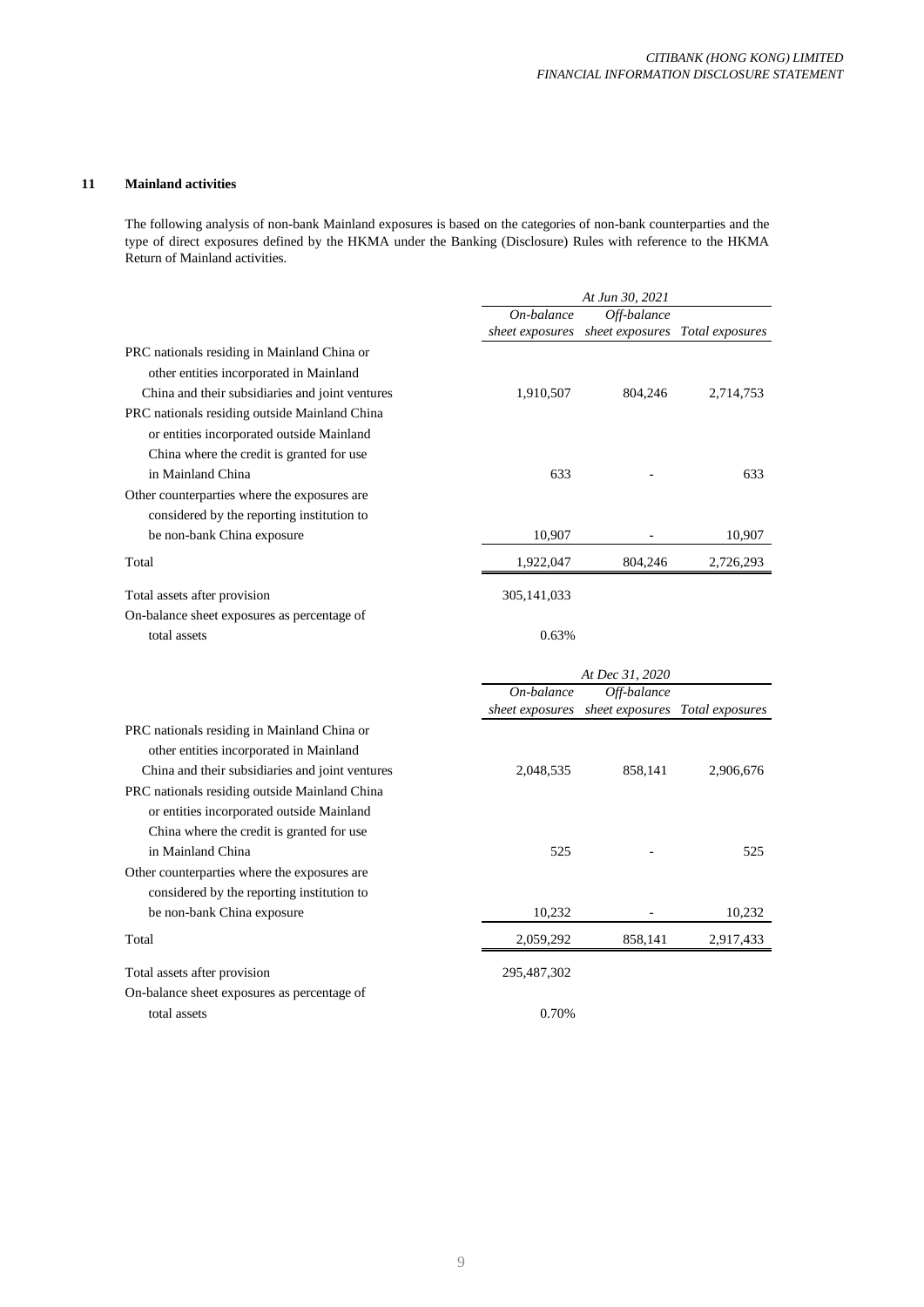## 11 Mainland activities

The following analysis of non-bank Mainland exposures is based on the categories of non-bank counterparties and the type of direct exposures defined by the HKMA under the Banking (Disclosure) Rules with reference to the HKMA Return of Mainland activities.

| | *At Jun 30, 2021* | | |
|---|---|---|---|
| | *On-balance sheet exposures* | *Off-balance sheet exposures* | *Total exposures* |
| PRC nationals residing in Mainland China or other entities incorporated in Mainland China and their subsidiaries and joint ventures | 1,910,507 | 804,246 | 2,714,753 |
| PRC nationals residing outside Mainland China or entities incorporated outside Mainland China where the credit is granted for use in Mainland China | 633 | - | 633 |
| Other counterparties where the exposures are considered by the reporting institution to be non-bank China exposure | 10,907 | - | 10,907 |
| Total | 1,922,047 | 804,246 | 2,726,293 |
| Total assets after provision | 305,141,033 | | |
| On-balance sheet exposures as percentage of total assets | 0.63% | | |

| | *At Dec 31, 2020* | | |
|---|---|---|---|
| | *On-balance sheet exposures* | *Off-balance sheet exposures* | *Total exposures* |
| PRC nationals residing in Mainland China or other entities incorporated in Mainland China and their subsidiaries and joint ventures | 2,048,535 | 858,141 | 2,906,676 |
| PRC nationals residing outside Mainland China or entities incorporated outside Mainland China where the credit is granted for use in Mainland China | 525 | - | 525 |
| Other counterparties where the exposures are considered by the reporting institution to be non-bank China exposure | 10,232 | - | 10,232 |
| Total | 2,059,292 | 858,141 | 2,917,433 |
| Total assets after provision | 295,487,302 | | |
| On-balance sheet exposures as percentage of total assets | 0.70% | | |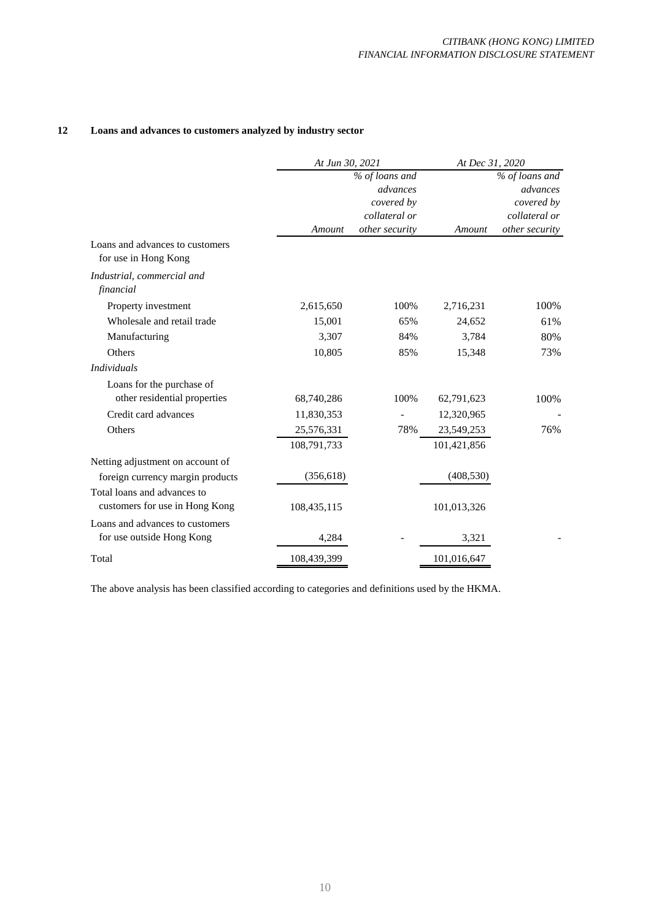## 12 Loans and advances to customers analyzed by industry sector

| | *At Jun 30, 2021* | | *At Dec 31, 2020* | |
|---|---|---|---|---|
| | *Amount* | *% of loans and advances covered by collateral or other security* | *Amount* | *% of loans and advances covered by collateral or other security* |
| Loans and advances to customers for use in Hong Kong | | | | |
| *Industrial, commercial and financial* | | | | |
| Property investment | 2,615,650 | 100% | 2,716,231 | 100% |
| Wholesale and retail trade | 15,001 | 65% | 24,652 | 61% |
| Manufacturing | 3,307 | 84% | 3,784 | 80% |
| Others | 10,805 | 85% | 15,348 | 73% |
| *Individuals* | | | | |
| Loans for the purchase of other residential properties | 68,740,286 | 100% | 62,791,623 | 100% |
| Credit card advances | 11,830,353 | - | 12,320,965 | - |
| Others | 25,576,331 | 78% | 23,549,253 | 76% |
| | 108,791,733 | | 101,421,856 | |
| Netting adjustment on account of foreign currency margin products | (356,618) | | (408,530) | |
| Total loans and advances to customers for use in Hong Kong | 108,435,115 | | 101,013,326 | |
| Loans and advances to customers for use outside Hong Kong | 4,284 | - | 3,321 | - |
| Total | 108,439,399 | | 101,016,647 | |

The above analysis has been classified according to categories and definitions used by the HKMA.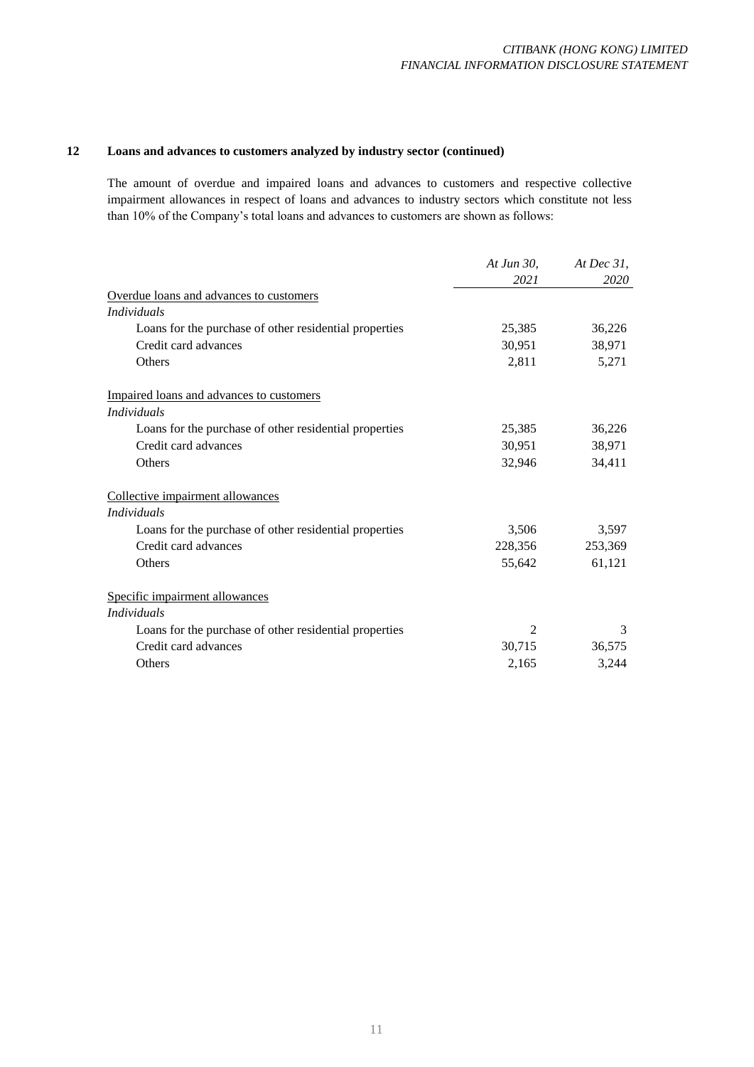## 12 Loans and advances to customers analyzed by industry sector (continued)

The amount of overdue and impaired loans and advances to customers and respective collective impairment allowances in respect of loans and advances to industry sectors which constitute not less than 10% of the Company's total loans and advances to customers are shown as follows:

| | *At Jun 30, 2021* | *At Dec 31, 2020* |
|---|---|---|
| Overdue loans and advances to customers | | |
| *Individuals* | | |
| Loans for the purchase of other residential properties | 25,385 | 36,226 |
| Credit card advances | 30,951 | 38,971 |
| Others | 2,811 | 5,271 |
| Impaired loans and advances to customers | | |
| *Individuals* | | |
| Loans for the purchase of other residential properties | 25,385 | 36,226 |
| Credit card advances | 30,951 | 38,971 |
| Others | 32,946 | 34,411 |
| Collective impairment allowances | | |
| *Individuals* | | |
| Loans for the purchase of other residential properties | 3,506 | 3,597 |
| Credit card advances | 228,356 | 253,369 |
| Others | 55,642 | 61,121 |
| Specific impairment allowances | | |
| *Individuals* | | |
| Loans for the purchase of other residential properties | 2 | 3 |
| Credit card advances | 30,715 | 36,575 |
| Others | 2,165 | 3,244 |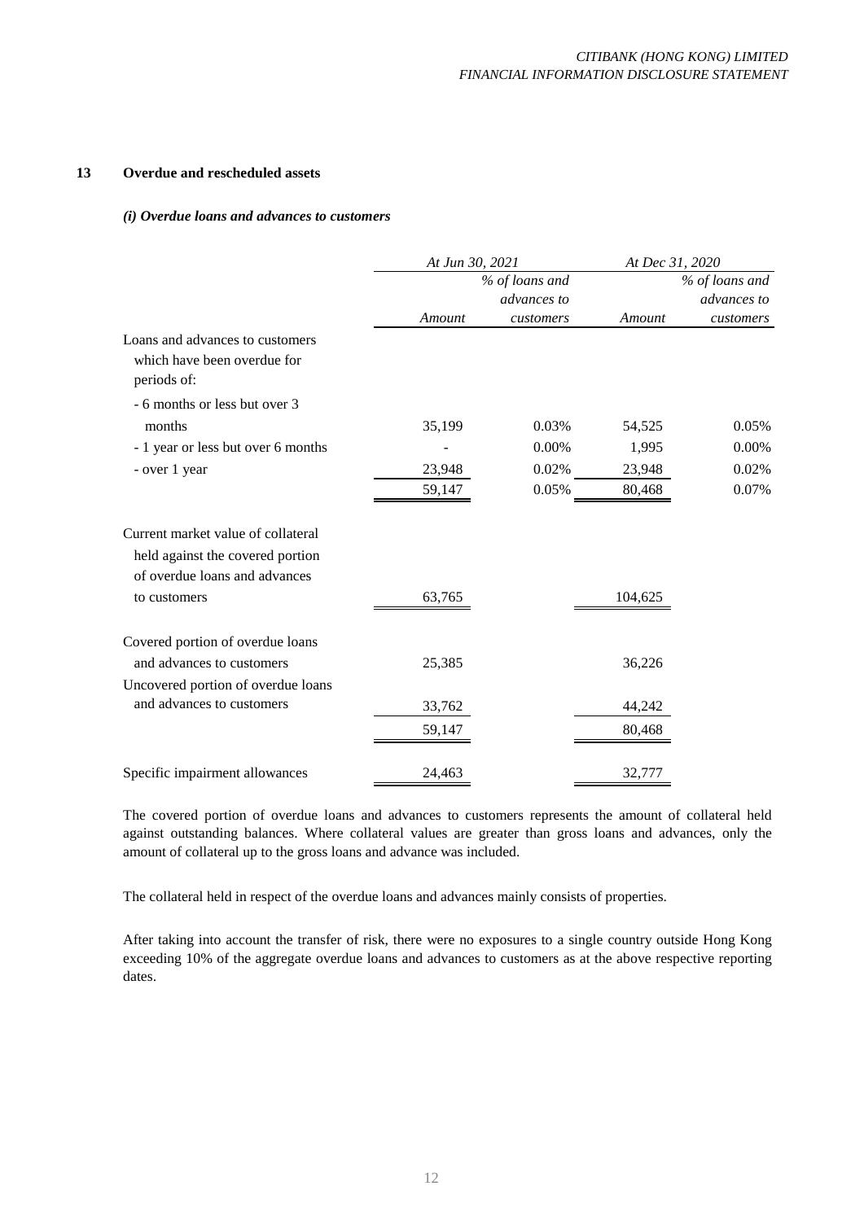## 13 Overdue and rescheduled assets

### *(i) Overdue loans and advances to customers*

| | *At Jun 30, 2021* | | *At Dec 31, 2020* | |
|---|---|---|---|---|
| | *Amount* | *% of loans and advances to customers* | *Amount* | *% of loans and advances to customers* |
| Loans and advances to customers which have been overdue for periods of: | | | | |
| - 6 months or less but over 3 months | 35,199 | 0.03% | 54,525 | 0.05% |
| - 1 year or less but over 6 months | - | 0.00% | 1,995 | 0.00% |
| - over 1 year | 23,948 | 0.02% | 23,948 | 0.02% |
| | 59,147 | 0.05% | 80,468 | 0.07% |
| Current market value of collateral held against the covered portion of overdue loans and advances to customers | 63,765 | | 104,625 | |
| Covered portion of overdue loans and advances to customers | 25,385 | | 36,226 | |
| Uncovered portion of overdue loans and advances to customers | 33,762 | | 44,242 | |
| | 59,147 | | 80,468 | |
| Specific impairment allowances | 24,463 | | 32,777 | |

The covered portion of overdue loans and advances to customers represents the amount of collateral held against outstanding balances. Where collateral values are greater than gross loans and advances, only the amount of collateral up to the gross loans and advance was included.

The collateral held in respect of the overdue loans and advances mainly consists of properties.

After taking into account the transfer of risk, there were no exposures to a single country outside Hong Kong exceeding 10% of the aggregate overdue loans and advances to customers as at the above respective reporting dates.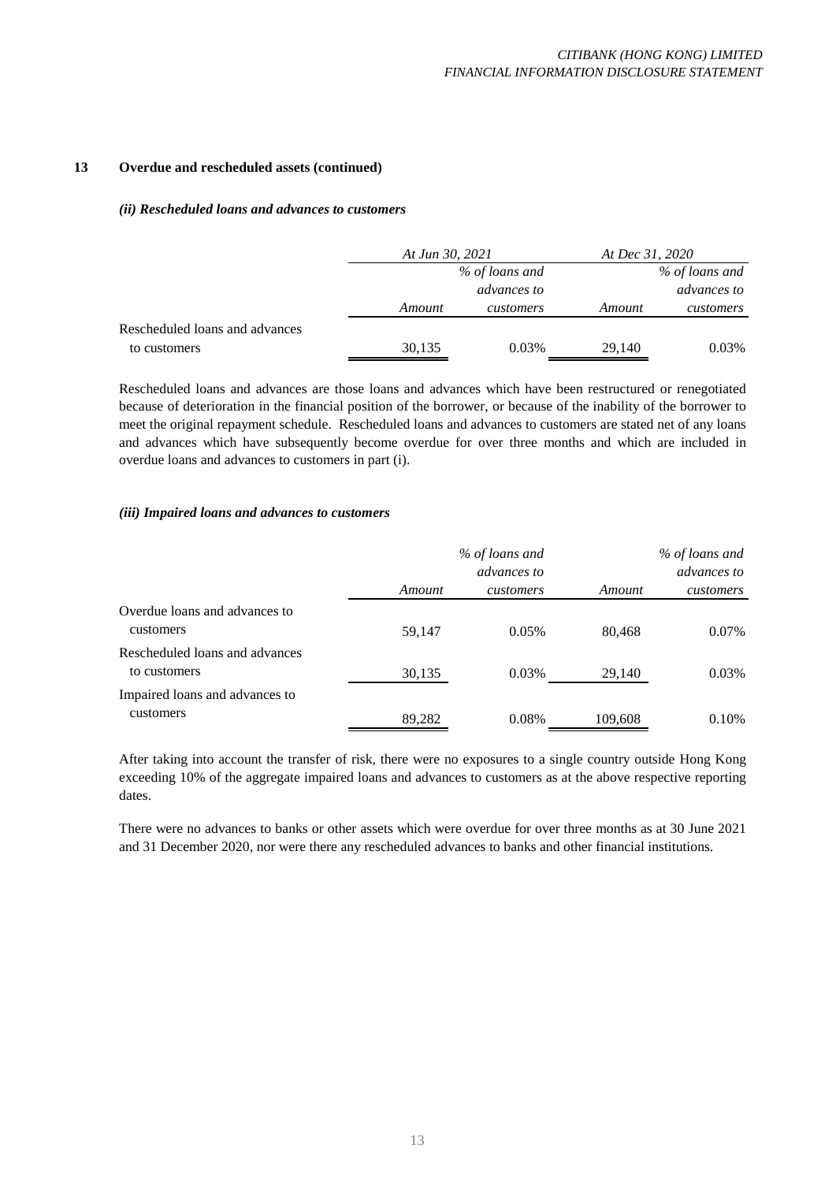## 13 Overdue and rescheduled assets (continued)

### *(ii) Rescheduled loans and advances to customers*

| | *At Jun 30, 2021* | | *At Dec 31, 2020* | |
|---|---|---|---|---|
| | *Amount* | *% of loans and advances to customers* | *Amount* | *% of loans and advances to customers* |
| Rescheduled loans and advances to customers | 30,135 | 0.03% | 29,140 | 0.03% |

Rescheduled loans and advances are those loans and advances which have been restructured or renegotiated because of deterioration in the financial position of the borrower, or because of the inability of the borrower to meet the original repayment schedule. Rescheduled loans and advances to customers are stated net of any loans and advances which have subsequently become overdue for over three months and which are included in overdue loans and advances to customers in part (i).

### *(iii) Impaired loans and advances to customers*

| | *Amount* | *% of loans and advances to customers* | *Amount* | *% of loans and advances to customers* |
|---|---|---|---|---|
| Overdue loans and advances to customers | 59,147 | 0.05% | 80,468 | 0.07% |
| Rescheduled loans and advances to customers | 30,135 | 0.03% | 29,140 | 0.03% |
| Impaired loans and advances to customers | 89,282 | 0.08% | 109,608 | 0.10% |

After taking into account the transfer of risk, there were no exposures to a single country outside Hong Kong exceeding 10% of the aggregate impaired loans and advances to customers as at the above respective reporting dates.

There were no advances to banks or other assets which were overdue for over three months as at 30 June 2021 and 31 December 2020, nor were there any rescheduled advances to banks and other financial institutions.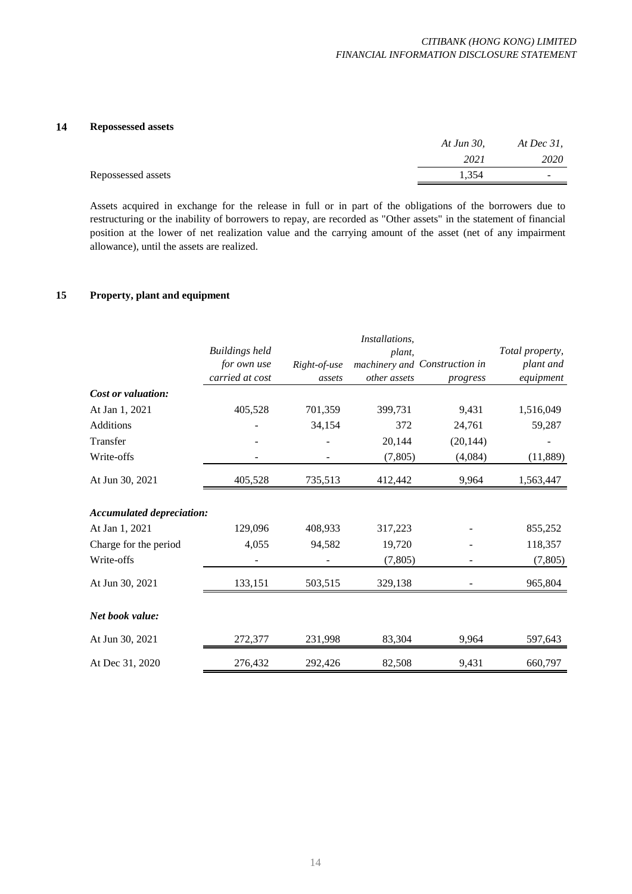## 14 Repossessed assets

| | *At Jun 30, 2021* | *At Dec 31, 2020* |
|---|---|---|
| Repossessed assets | 1,354 | - |

Assets acquired in exchange for the release in full or in part of the obligations of the borrowers due to restructuring or the inability of borrowers to repay, are recorded as "Other assets" in the statement of financial position at the lower of net realization value and the carrying amount of the asset (net of any impairment allowance), until the assets are realized.

## 15 Property, plant and equipment

| | *Buildings held for own use carried at cost* | *Right-of-use assets* | *Installations, plant, machinery and other assets* | *Construction in progress* | *Total property, plant and equipment* |
|---|---|---|---|---|---|
| ***Cost or valuation:*** | | | | | |
| At Jan 1, 2021 | 405,528 | 701,359 | 399,731 | 9,431 | 1,516,049 |
| Additions | - | 34,154 | 372 | 24,761 | 59,287 |
| Transfer | - | - | 20,144 | (20,144) | - |
| Write-offs | - | - | (7,805) | (4,084) | (11,889) |
| At Jun 30, 2021 | 405,528 | 735,513 | 412,442 | 9,964 | 1,563,447 |
| ***Accumulated depreciation:*** | | | | | |
| At Jan 1, 2021 | 129,096 | 408,933 | 317,223 | - | 855,252 |
| Charge for the period | 4,055 | 94,582 | 19,720 | - | 118,357 |
| Write-offs | - | - | (7,805) | - | (7,805) |
| At Jun 30, 2021 | 133,151 | 503,515 | 329,138 | - | 965,804 |
| ***Net book value:*** | | | | | |
| At Jun 30, 2021 | 272,377 | 231,998 | 83,304 | 9,964 | 597,643 |
| At Dec 31, 2020 | 276,432 | 292,426 | 82,508 | 9,431 | 660,797 |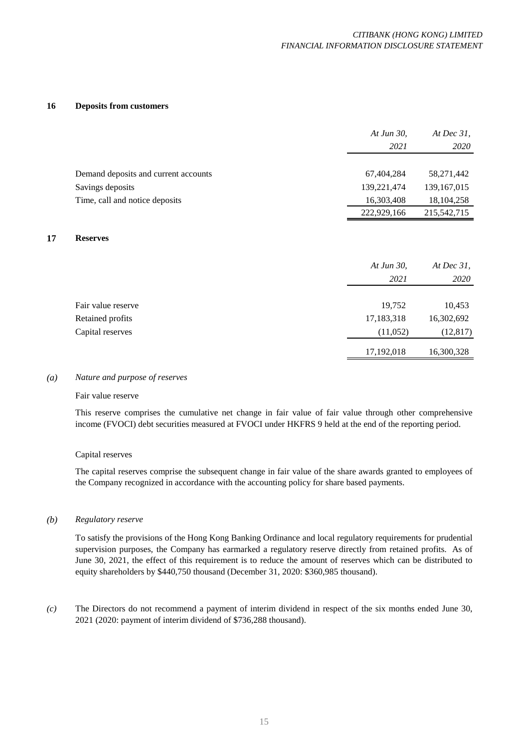## 16 Deposits from customers

| | *At Jun 30, 2021* | *At Dec 31, 2020* |
|---|---|---|
| Demand deposits and current accounts | 67,404,284 | 58,271,442 |
| Savings deposits | 139,221,474 | 139,167,015 |
| Time, call and notice deposits | 16,303,408 | 18,104,258 |
| | 222,929,166 | 215,542,715 |

## 17 Reserves

| | *At Jun 30, 2021* | *At Dec 31, 2020* |
|---|---|---|
| Fair value reserve | 19,752 | 10,453 |
| Retained profits | 17,183,318 | 16,302,692 |
| Capital reserves | (11,052) | (12,817) |
| | 17,192,018 | 16,300,328 |

*(a) Nature and purpose of reserves*

Fair value reserve

This reserve comprises the cumulative net change in fair value of fair value through other comprehensive income (FVOCI) debt securities measured at FVOCI under HKFRS 9 held at the end of the reporting period.

Capital reserves

The capital reserves comprise the subsequent change in fair value of the share awards granted to employees of the Company recognized in accordance with the accounting policy for share based payments.

*(b) Regulatory reserve*

To satisfy the provisions of the Hong Kong Banking Ordinance and local regulatory requirements for prudential supervision purposes, the Company has earmarked a regulatory reserve directly from retained profits. As of June 30, 2021, the effect of this requirement is to reduce the amount of reserves which can be distributed to equity shareholders by $440,750 thousand (December 31, 2020: $360,985 thousand).

*(c)* The Directors do not recommend a payment of interim dividend in respect of the six months ended June 30, 2021 (2020: payment of interim dividend of $736,288 thousand).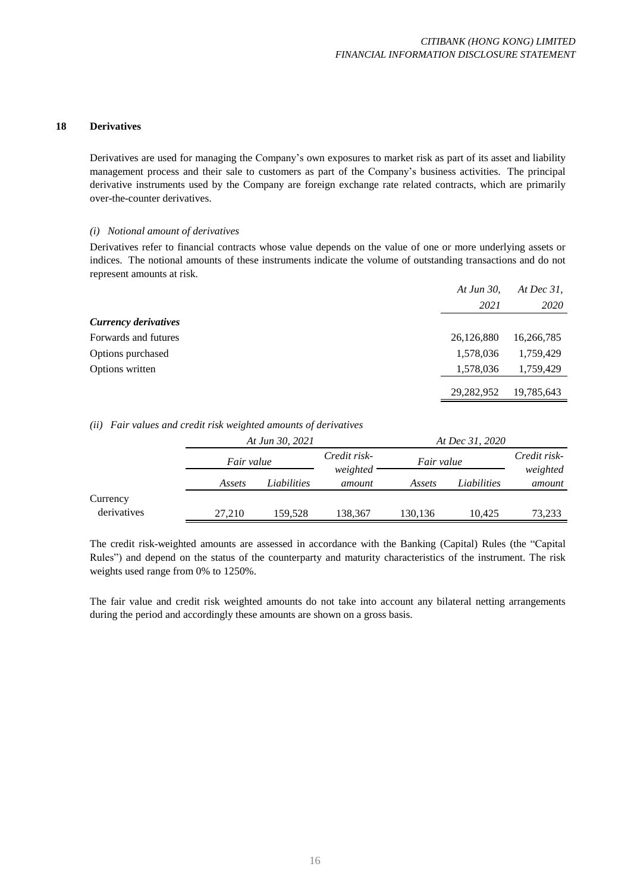## 18 Derivatives

Derivatives are used for managing the Company's own exposures to market risk as part of its asset and liability management process and their sale to customers as part of the Company's business activities. The principal derivative instruments used by the Company are foreign exchange rate related contracts, which are primarily over-the-counter derivatives.

### *(i) Notional amount of derivatives*

Derivatives refer to financial contracts whose value depends on the value of one or more underlying assets or indices. The notional amounts of these instruments indicate the volume of outstanding transactions and do not represent amounts at risk.

| | *At Jun 30, 2021* | *At Dec 31, 2020* |
|---|---|---|
| ***Currency derivatives*** | | |
| Forwards and futures | 26,126,880 | 16,266,785 |
| Options purchased | 1,578,036 | 1,759,429 |
| Options written | 1,578,036 | 1,759,429 |
| | 29,282,952 | 19,785,643 |

### *(ii) Fair values and credit risk weighted amounts of derivatives*

| | *At Jun 30, 2021* | | | *At Dec 31, 2020* | | |
|---|---|---|---|---|---|---|
| | *Fair value* | | *Credit risk-weighted amount* | *Fair value* | | *Credit risk-weighted amount* |
| | *Assets* | *Liabilities* | | *Assets* | *Liabilities* | |
| Currency derivatives | 27,210 | 159,528 | 138,367 | 130,136 | 10,425 | 73,233 |

The credit risk-weighted amounts are assessed in accordance with the Banking (Capital) Rules (the "Capital Rules") and depend on the status of the counterparty and maturity characteristics of the instrument. The risk weights used range from 0% to 1250%.

The fair value and credit risk weighted amounts do not take into account any bilateral netting arrangements during the period and accordingly these amounts are shown on a gross basis.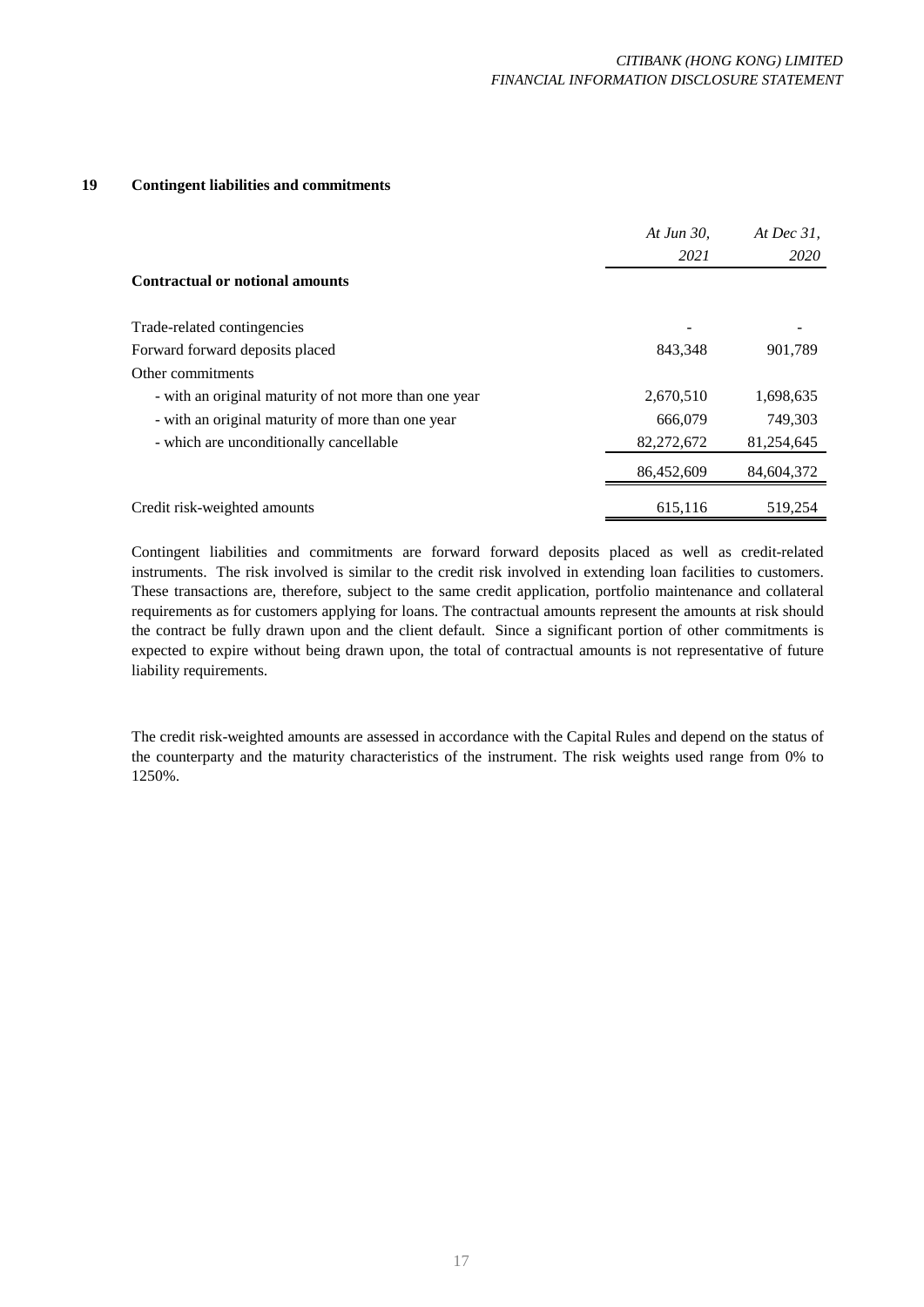## 19 Contingent liabilities and commitments

| | *At Jun 30, 2021* | *At Dec 31, 2020* |
|---|---|---|
| **Contractual or notional amounts** | | |
| Trade-related contingencies | - | - |
| Forward forward deposits placed | 843,348 | 901,789 |
| Other commitments | | |
| - with an original maturity of not more than one year | 2,670,510 | 1,698,635 |
| - with an original maturity of more than one year | 666,079 | 749,303 |
| - which are unconditionally cancellable | 82,272,672 | 81,254,645 |
| | 86,452,609 | 84,604,372 |
| Credit risk-weighted amounts | 615,116 | 519,254 |

Contingent liabilities and commitments are forward forward deposits placed as well as credit-related instruments. The risk involved is similar to the credit risk involved in extending loan facilities to customers. These transactions are, therefore, subject to the same credit application, portfolio maintenance and collateral requirements as for customers applying for loans. The contractual amounts represent the amounts at risk should the contract be fully drawn upon and the client default. Since a significant portion of other commitments is expected to expire without being drawn upon, the total of contractual amounts is not representative of future liability requirements.

The credit risk-weighted amounts are assessed in accordance with the Capital Rules and depend on the status of the counterparty and the maturity characteristics of the instrument. The risk weights used range from 0% to 1250%.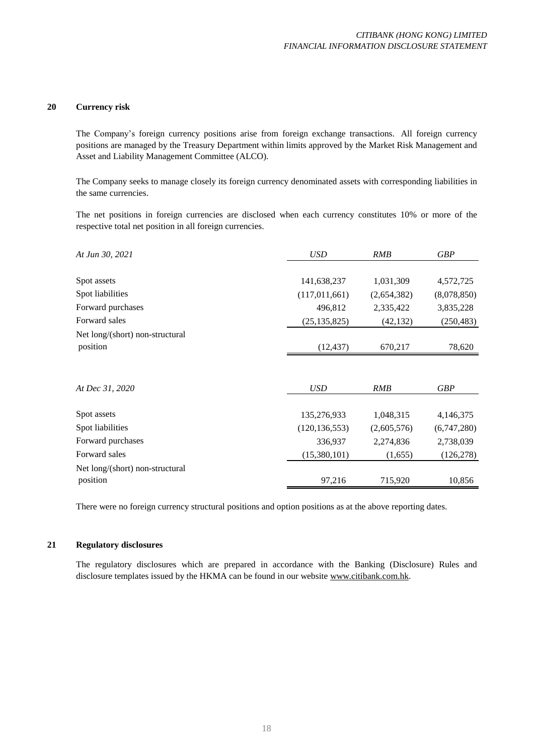## 20 Currency risk

The Company's foreign currency positions arise from foreign exchange transactions. All foreign currency positions are managed by the Treasury Department within limits approved by the Market Risk Management and Asset and Liability Management Committee (ALCO).

The Company seeks to manage closely its foreign currency denominated assets with corresponding liabilities in the same currencies.

The net positions in foreign currencies are disclosed when each currency constitutes 10% or more of the respective total net position in all foreign currencies.

| *At Jun 30, 2021* | *USD* | *RMB* | *GBP* |
|---|---|---|---|
| Spot assets | 141,638,237 | 1,031,309 | 4,572,725 |
| Spot liabilities | (117,011,661) | (2,654,382) | (8,078,850) |
| Forward purchases | 496,812 | 2,335,422 | 3,835,228 |
| Forward sales | (25,135,825) | (42,132) | (250,483) |
| Net long/(short) non-structural position | (12,437) | 670,217 | 78,620 |

| *At Dec 31, 2020* | *USD* | *RMB* | *GBP* |
|---|---|---|---|
| Spot assets | 135,276,933 | 1,048,315 | 4,146,375 |
| Spot liabilities | (120,136,553) | (2,605,576) | (6,747,280) |
| Forward purchases | 336,937 | 2,274,836 | 2,738,039 |
| Forward sales | (15,380,101) | (1,655) | (126,278) |
| Net long/(short) non-structural position | 97,216 | 715,920 | 10,856 |

There were no foreign currency structural positions and option positions as at the above reporting dates.

## 21 Regulatory disclosures

The regulatory disclosures which are prepared in accordance with the Banking (Disclosure) Rules and disclosure templates issued by the HKMA can be found in our website www.citibank.com.hk.